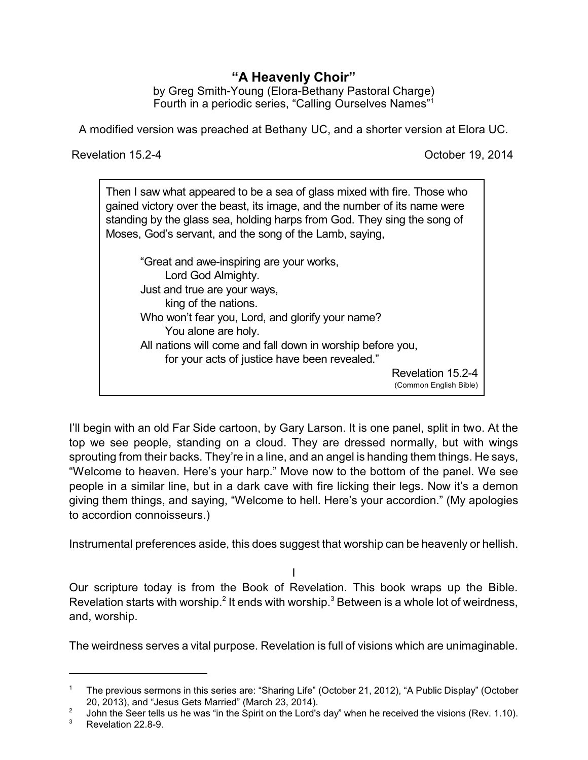# "A Heavenly Choir"

by Greg Smith-Young (Elora-Bethany Pastoral Charge)
Fourth in a periodic series, "Calling Ourselves Names"[1]

A modified version was preached at Bethany UC, and a shorter version at Elora UC.

Revelation 15.2-4 October 19, 2014

> Then I saw what appeared to be a sea of glass mixed with fire. Those who gained victory over the beast, its image, and the number of its name were standing by the glass sea, holding harps from God. They sing the song of Moses, God's servant, and the song of the Lamb, saying,
>
> "Great and awe-inspiring are your works,
> Lord God Almighty.
> Just and true are your ways,
> king of the nations.
> Who won't fear you, Lord, and glorify your name?
> You alone are holy.
> All nations will come and fall down in worship before you,
> for your acts of justice have been revealed."
>
> Revelation 15.2-4
> (Common English Bible)

I'll begin with an old Far Side cartoon, by Gary Larson. It is one panel, split in two. At the top we see people, standing on a cloud. They are dressed normally, but with wings sprouting from their backs. They're in a line, and an angel is handing them things. He says, "Welcome to heaven. Here's your harp." Move now to the bottom of the panel. We see people in a similar line, but in a dark cave with fire licking their legs. Now it's a demon giving them things, and saying, "Welcome to hell. Here's your accordion." (My apologies to accordion connoisseurs.)

Instrumental preferences aside, this does suggest that worship can be heavenly or hellish.

I

Our scripture today is from the Book of Revelation. This book wraps up the Bible. Revelation starts with worship.[2] It ends with worship.[3] Between is a whole lot of weirdness, and, worship.

The weirdness serves a vital purpose. Revelation is full of visions which are unimaginable.

---

[1] The previous sermons in this series are: "Sharing Life" (October 21, 2012), "A Public Display" (October 20, 2013), and "Jesus Gets Married" (March 23, 2014).

[2] John the Seer tells us he was "in the Spirit on the Lord's day" when he received the visions (Rev. 1.10).

[3] Revelation 22.8-9.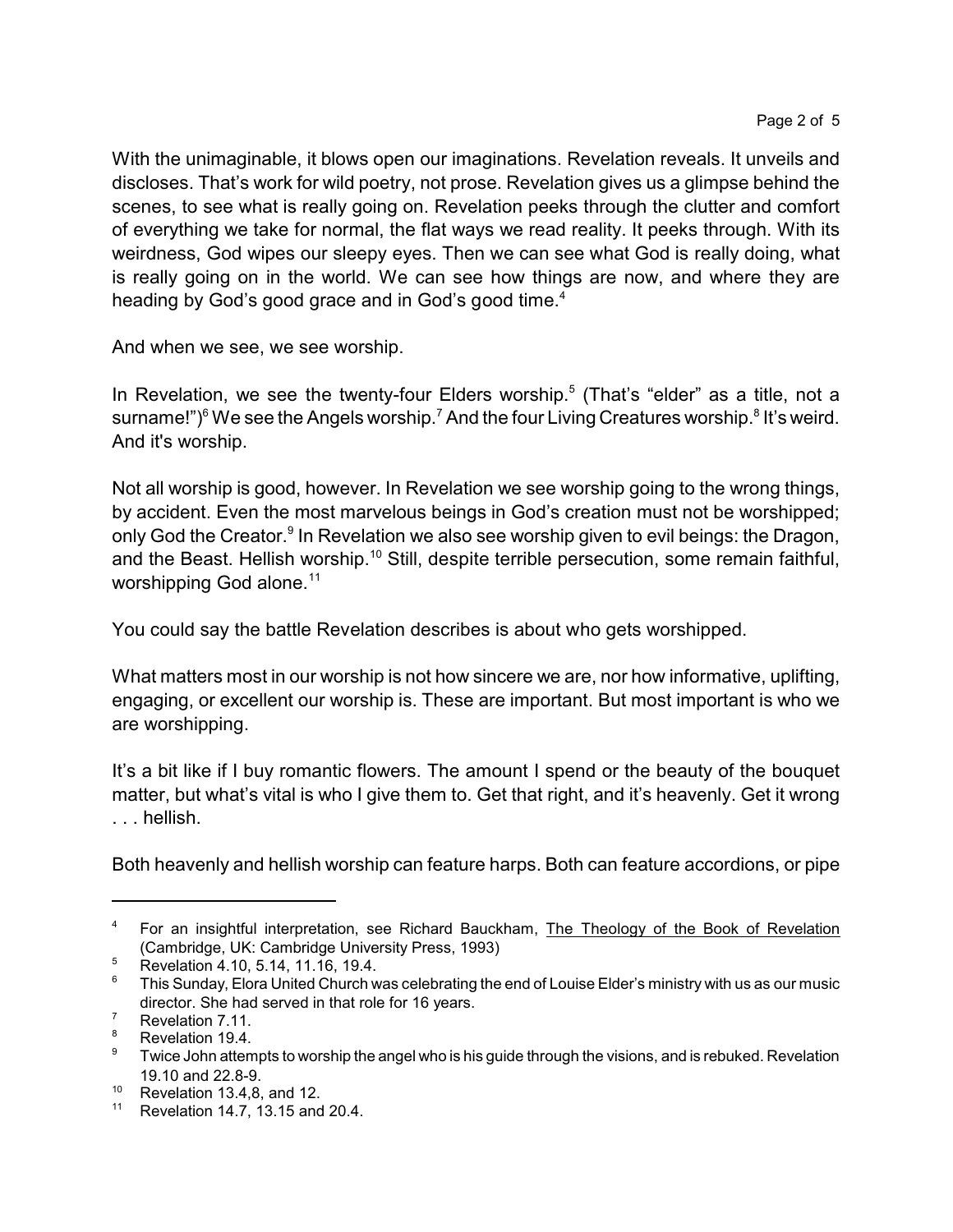With the unimaginable, it blows open our imaginations. Revelation reveals. It unveils and discloses. That's work for wild poetry, not prose. Revelation gives us a glimpse behind the scenes, to see what is really going on. Revelation peeks through the clutter and comfort of everything we take for normal, the flat ways we read reality. It peeks through. With its weirdness, God wipes our sleepy eyes. Then we can see what God is really doing, what is really going on in the world. We can see how things are now, and where they are heading by God's good grace and in God's good time.[4]

And when we see, we see worship.

In Revelation, we see the twenty-four Elders worship.[5] (That's "elder" as a title, not a surname!")[6] We see the Angels worship.[7] And the four Living Creatures worship.[8] It's weird. And it's worship.

Not all worship is good, however. In Revelation we see worship going to the wrong things, by accident. Even the most marvelous beings in God's creation must not be worshipped; only God the Creator.[9] In Revelation we also see worship given to evil beings: the Dragon, and the Beast. Hellish worship.[10] Still, despite terrible persecution, some remain faithful, worshipping God alone.[11]

You could say the battle Revelation describes is about who gets worshipped.

What matters most in our worship is not how sincere we are, nor how informative, uplifting, engaging, or excellent our worship is. These are important. But most important is who we are worshipping.

It's a bit like if I buy romantic flowers. The amount I spend or the beauty of the bouquet matter, but what's vital is who I give them to. Get that right, and it's heavenly. Get it wrong . . . hellish.

Both heavenly and hellish worship can feature harps. Both can feature accordions, or pipe

---

[4] For an insightful interpretation, see Richard Bauckham, The Theology of the Book of Revelation (Cambridge, UK: Cambridge University Press, 1993)

[5] Revelation 4.10, 5.14, 11.16, 19.4.

[6] This Sunday, Elora United Church was celebrating the end of Louise Elder's ministry with us as our music director. She had served in that role for 16 years.

[7] Revelation 7.11.

[8] Revelation 19.4.

[9] Twice John attempts to worship the angel who is his guide through the visions, and is rebuked. Revelation 19.10 and 22.8-9.

[10] Revelation 13.4,8, and 12.

[11] Revelation 14.7, 13.15 and 20.4.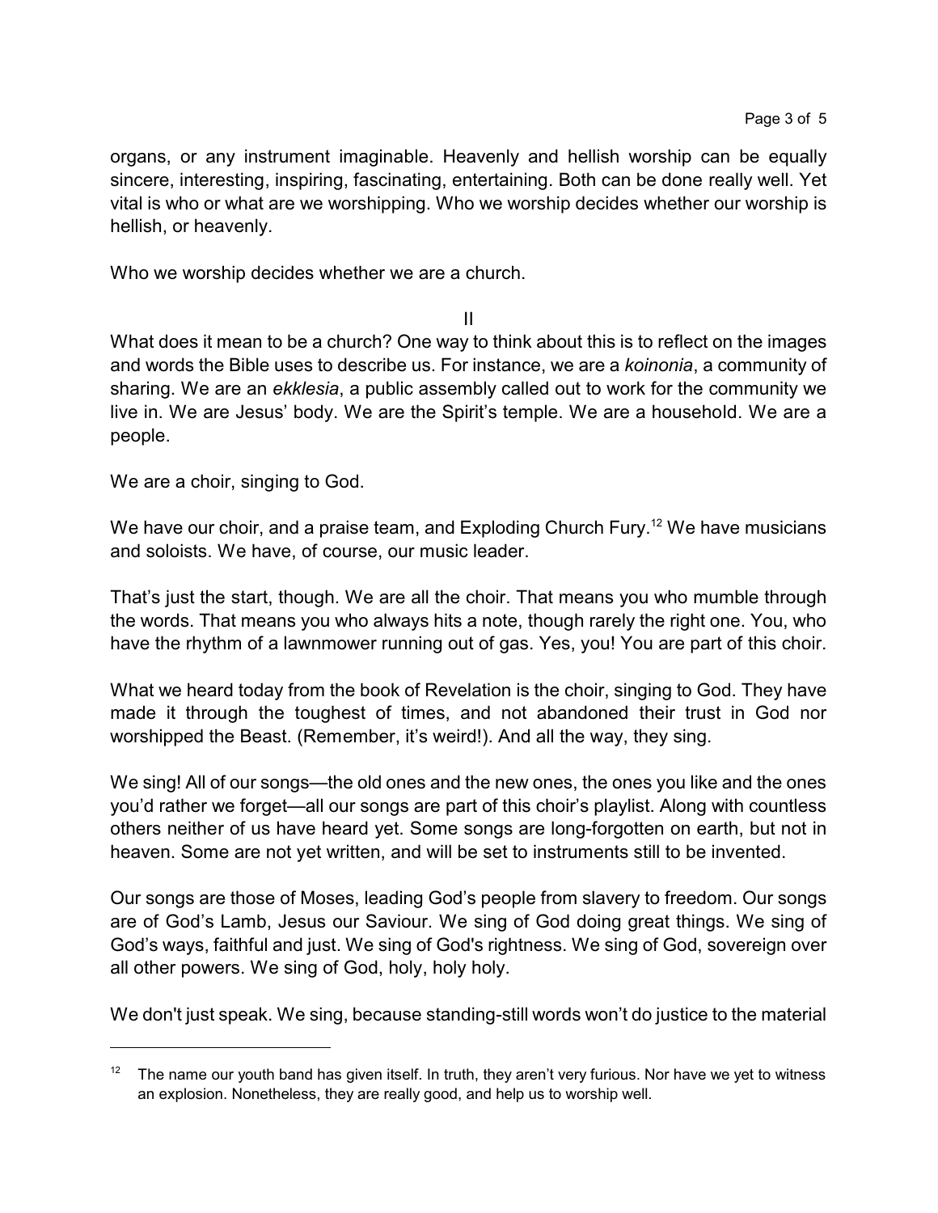organs, or any instrument imaginable. Heavenly and hellish worship can be equally sincere, interesting, inspiring, fascinating, entertaining. Both can be done really well. Yet vital is who or what are we worshipping. Who we worship decides whether our worship is hellish, or heavenly.

Who we worship decides whether we are a church.

II

What does it mean to be a church? One way to think about this is to reflect on the images and words the Bible uses to describe us. For instance, we are a *koinonia*, a community of sharing. We are an *ekklesia*, a public assembly called out to work for the community we live in. We are Jesus' body. We are the Spirit's temple. We are a household. We are a people.

We are a choir, singing to God.

We have our choir, and a praise team, and Exploding Church Fury.[12] We have musicians and soloists. We have, of course, our music leader.

That's just the start, though. We are all the choir. That means you who mumble through the words. That means you who always hits a note, though rarely the right one. You, who have the rhythm of a lawnmower running out of gas. Yes, you! You are part of this choir.

What we heard today from the book of Revelation is the choir, singing to God. They have made it through the toughest of times, and not abandoned their trust in God nor worshipped the Beast. (Remember, it's weird!). And all the way, they sing.

We sing! All of our songs—the old ones and the new ones, the ones you like and the ones you'd rather we forget—all our songs are part of this choir's playlist. Along with countless others neither of us have heard yet. Some songs are long-forgotten on earth, but not in heaven. Some are not yet written, and will be set to instruments still to be invented.

Our songs are those of Moses, leading God's people from slavery to freedom. Our songs are of God's Lamb, Jesus our Saviour. We sing of God doing great things. We sing of God's ways, faithful and just. We sing of God's rightness. We sing of God, sovereign over all other powers. We sing of God, holy, holy holy.

We don't just speak. We sing, because standing-still words won't do justice to the material

---

[12] The name our youth band has given itself. In truth, they aren't very furious. Nor have we yet to witness an explosion. Nonetheless, they are really good, and help us to worship well.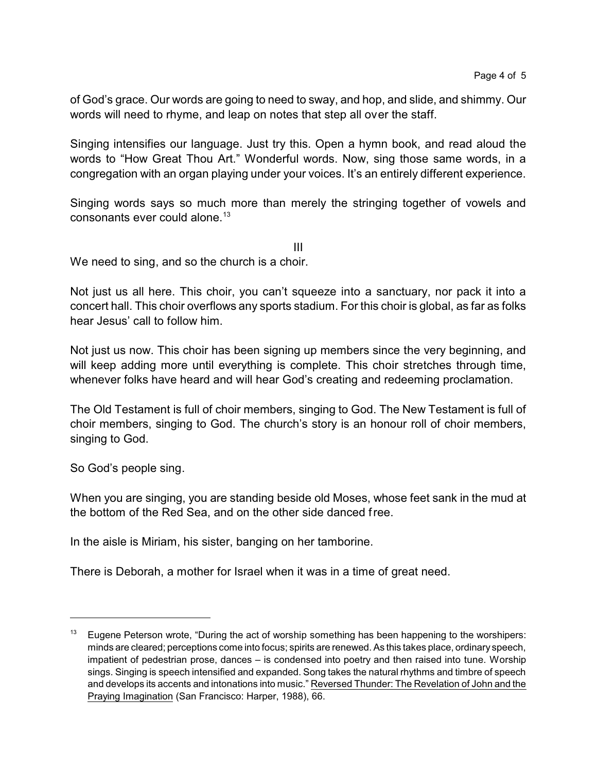of God's grace. Our words are going to need to sway, and hop, and slide, and shimmy. Our words will need to rhyme, and leap on notes that step all over the staff.

Singing intensifies our language. Just try this. Open a hymn book, and read aloud the words to "How Great Thou Art." Wonderful words. Now, sing those same words, in a congregation with an organ playing under your voices. It's an entirely different experience.

Singing words says so much more than merely the stringing together of vowels and consonants ever could alone.[13]

III

We need to sing, and so the church is a choir.

Not just us all here. This choir, you can't squeeze into a sanctuary, nor pack it into a concert hall. This choir overflows any sports stadium. For this choir is global, as far as folks hear Jesus' call to follow him.

Not just us now. This choir has been signing up members since the very beginning, and will keep adding more until everything is complete. This choir stretches through time, whenever folks have heard and will hear God's creating and redeeming proclamation.

The Old Testament is full of choir members, singing to God. The New Testament is full of choir members, singing to God. The church's story is an honour roll of choir members, singing to God.

So God's people sing.

When you are singing, you are standing beside old Moses, whose feet sank in the mud at the bottom of the Red Sea, and on the other side danced free.

In the aisle is Miriam, his sister, banging on her tamborine.

There is Deborah, a mother for Israel when it was in a time of great need.

---

[13] Eugene Peterson wrote, "During the act of worship something has been happening to the worshipers: minds are cleared; perceptions come into focus; spirits are renewed. As this takes place, ordinary speech, impatient of pedestrian prose, dances – is condensed into poetry and then raised into tune. Worship sings. Singing is speech intensified and expanded. Song takes the natural rhythms and timbre of speech and develops its accents and intonations into music." Reversed Thunder: The Revelation of John and the Praying Imagination (San Francisco: Harper, 1988), 66.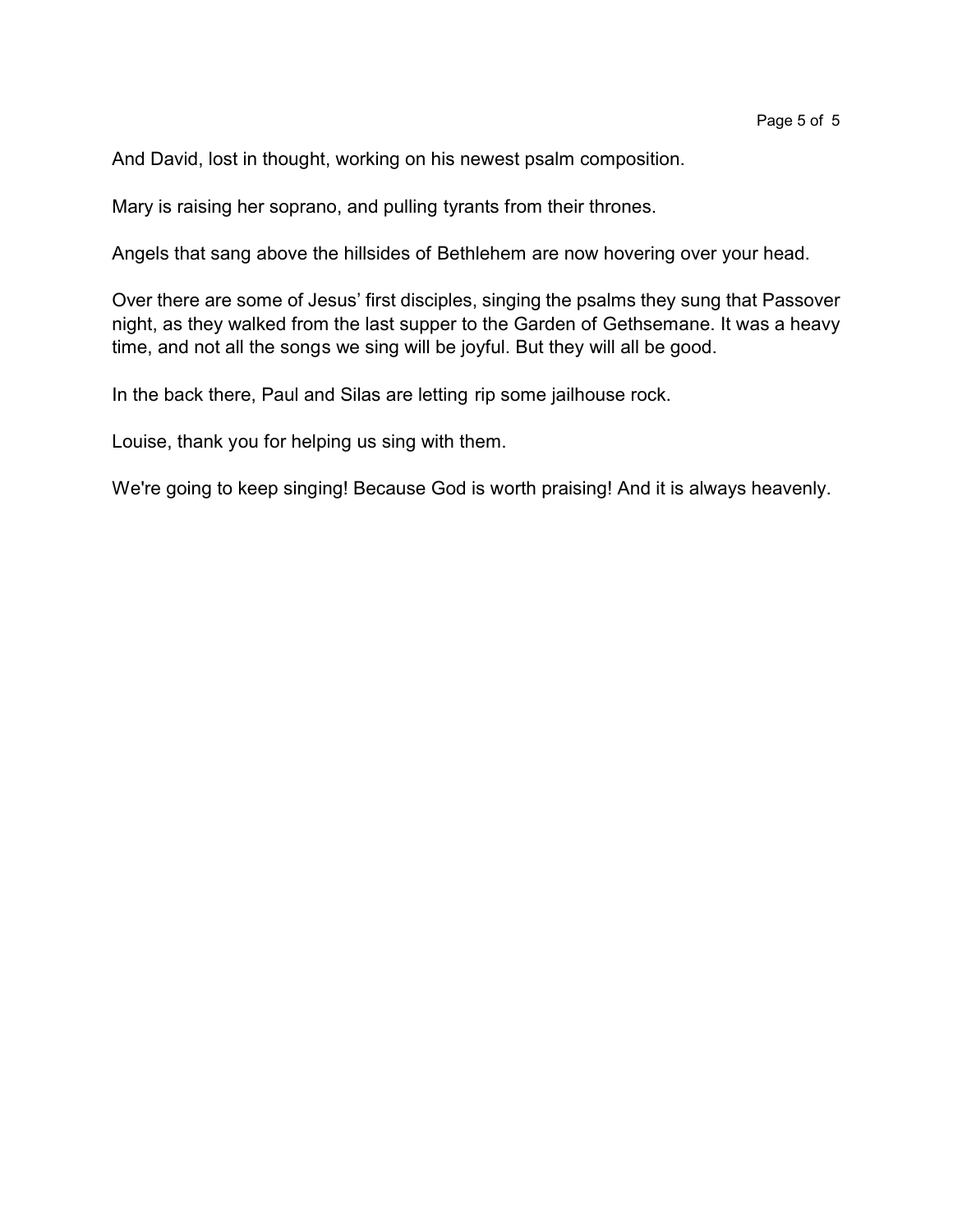And David, lost in thought, working on his newest psalm composition.

Mary is raising her soprano, and pulling tyrants from their thrones.

Angels that sang above the hillsides of Bethlehem are now hovering over your head.

Over there are some of Jesus' first disciples, singing the psalms they sung that Passover night, as they walked from the last supper to the Garden of Gethsemane. It was a heavy time, and not all the songs we sing will be joyful. But they will all be good.

In the back there, Paul and Silas are letting rip some jailhouse rock.

Louise, thank you for helping us sing with them.

We're going to keep singing! Because God is worth praising! And it is always heavenly.